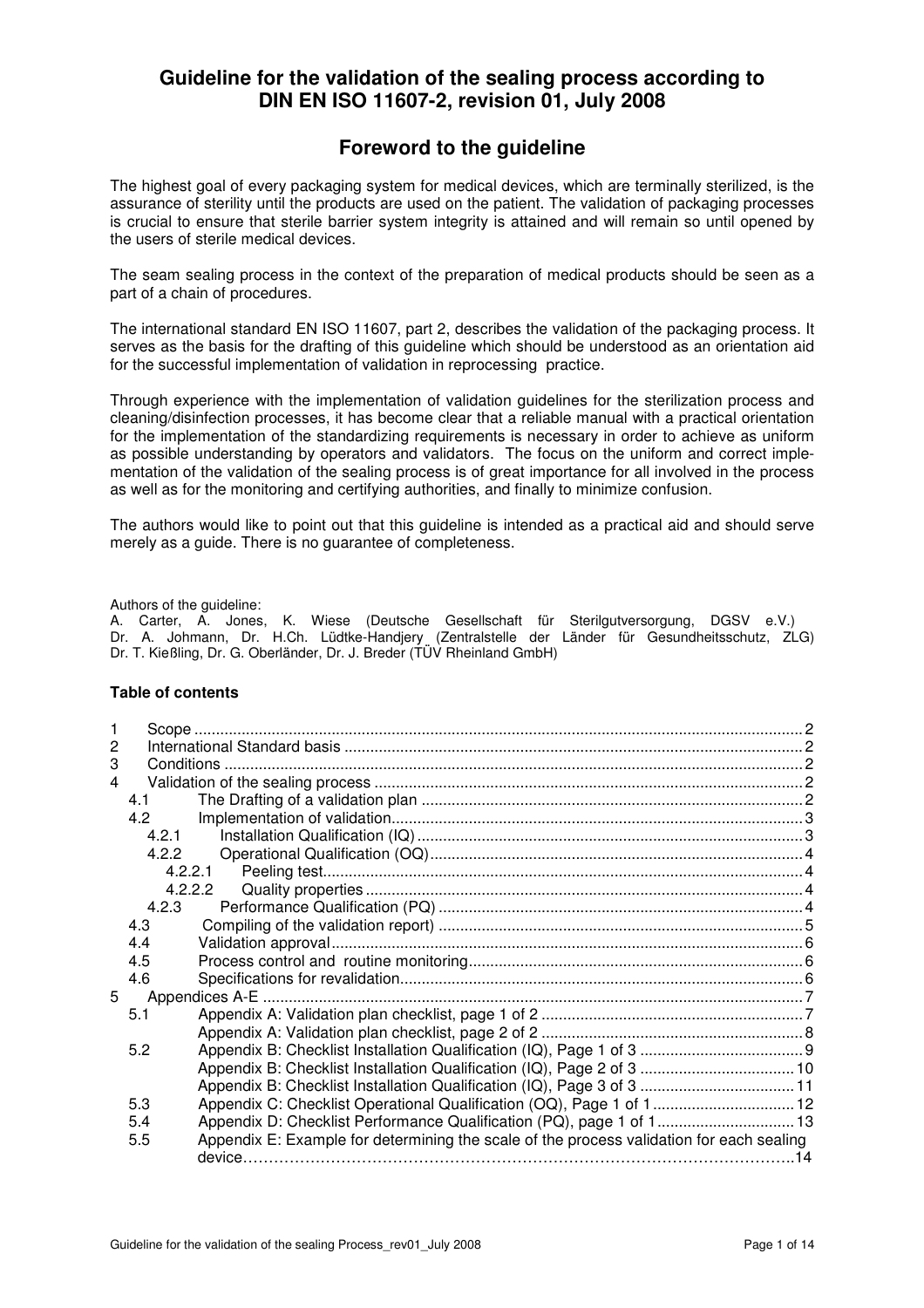# Guideline for the validation of the sealing process according to DIN EN ISO 11607-2, revision 01, July 2008

## Foreword to the guideline

The highest goal of every packaging system for medical devices, which are terminally sterilized, is the assurance of sterility until the products are used on the patient. The validation of packaging processes is crucial to ensure that sterile barrier system integrity is attained and will remain so until opened by the users of sterile medical devices.

The seam sealing process in the context of the preparation of medical products should be seen as a part of a chain of procedures.

The international standard EN ISO 11607, part 2, describes the validation of the packaging process. It serves as the basis for the drafting of this guideline which should be understood as an orientation aid for the successful implementation of validation in reprocessing practice.

Through experience with the implementation of validation guidelines for the sterilization process and cleaning/disinfection processes, it has become clear that a reliable manual with a practical orientation for the implementation of the standardizing requirements is necessary in order to achieve as uniform as possible understanding by operators and validators. The focus on the uniform and correct implementation of the validation of the sealing process is of great importance for all involved in the process as well as for the monitoring and certifying authorities, and finally to minimize confusion.

The authors would like to point out that this guideline is intended as a practical aid and should serve merely as a guide. There is no guarantee of completeness.

Authors of the guideline:
A. Carter, A. Jones, K. Wiese (Deutsche Gesellschaft für Sterilgutversorgung, DGSV e.V.)
Dr. A. Johmann, Dr. H.Ch. Lüdtke-Handjery (Zentralstelle der Länder für Gesundheitsschutz, ZLG)
Dr. T. Kießling, Dr. G. Oberländer, Dr. J. Breder (TÜV Rheinland GmbH)

**Table of contents**

- 1 Scope ... 2
- 2 International Standard basis ... 2
- 3 Conditions ... 2
- 4 Validation of the sealing process ... 2
  - 4.1 The Drafting of a validation plan ... 2
  - 4.2 Implementation of validation ... 3
    - 4.2.1 Installation Qualification (IQ) ... 3
    - 4.2.2 Operational Qualification (OQ) ... 4
      - 4.2.2.1 Peeling test ... 4
      - 4.2.2.2 Quality properties ... 4
    - 4.2.3 Performance Qualification (PQ) ... 4
  - 4.3 Compiling of the validation report) ... 5
  - 4.4 Validation approval ... 6
  - 4.5 Process control and routine monitoring ... 6
  - 4.6 Specifications for revalidation ... 6
- 5 Appendices A-E ... 7
  - 5.1 Appendix A: Validation plan checklist, page 1 of 2 ... 7
    - Appendix A: Validation plan checklist, page 2 of 2 ... 8
  - 5.2 Appendix B: Checklist Installation Qualification (IQ), Page 1 of 3 ... 9
    - Appendix B: Checklist Installation Qualification (IQ), Page 2 of 3 ... 10
    - Appendix B: Checklist Installation Qualification (IQ), Page 3 of 3 ... 11
  - 5.3 Appendix C: Checklist Operational Qualification (OQ), Page 1 of 1 ... 12
  - 5.4 Appendix D: Checklist Performance Qualification (PQ), page 1 of 1 ... 13
  - 5.5 Appendix E: Example for determining the scale of the process validation for each sealing device ... 14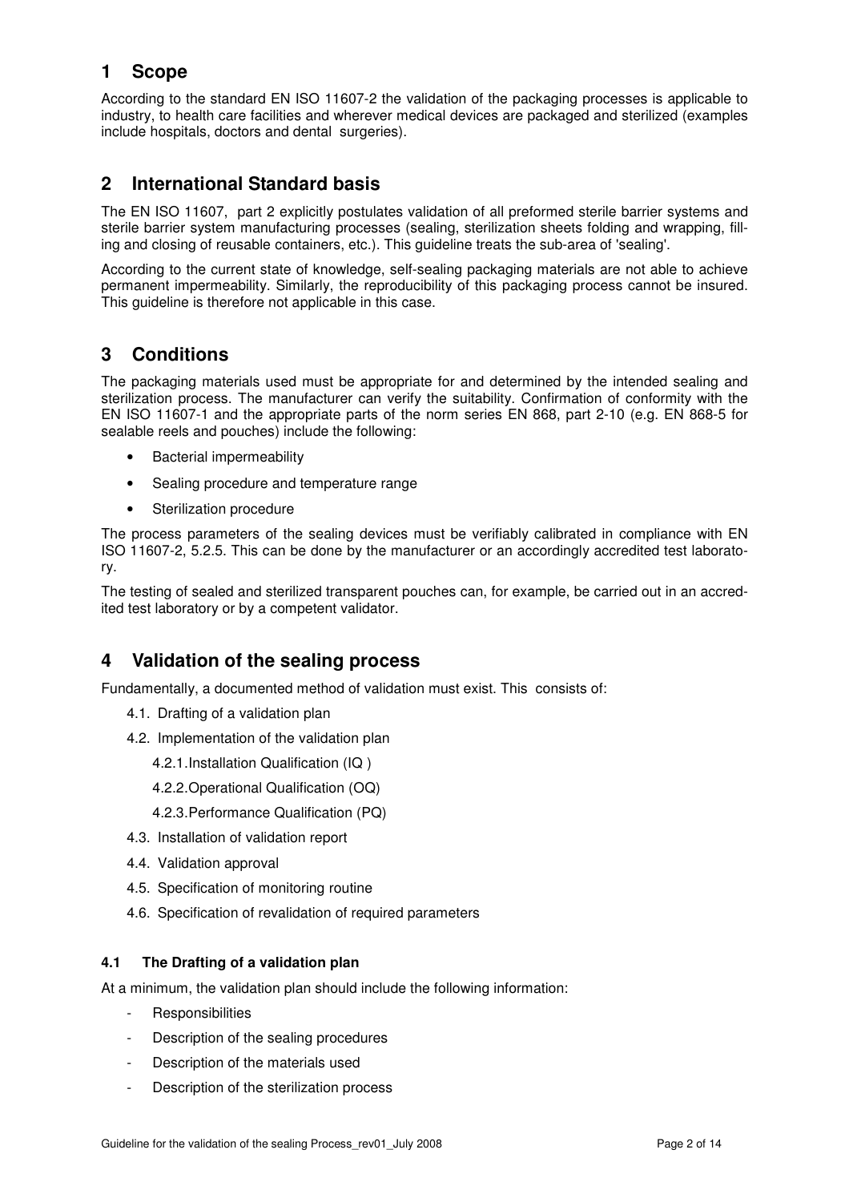## 1 Scope

According to the standard EN ISO 11607-2 the validation of the packaging processes is applicable to industry, to health care facilities and wherever medical devices are packaged and sterilized (examples include hospitals, doctors and dental surgeries).

## 2 International Standard basis

The EN ISO 11607, part 2 explicitly postulates validation of all preformed sterile barrier systems and sterile barrier system manufacturing processes (sealing, sterilization sheets folding and wrapping, filling and closing of reusable containers, etc.). This guideline treats the sub-area of 'sealing'.

According to the current state of knowledge, self-sealing packaging materials are not able to achieve permanent impermeability. Similarly, the reproducibility of this packaging process cannot be insured. This guideline is therefore not applicable in this case.

## 3 Conditions

The packaging materials used must be appropriate for and determined by the intended sealing and sterilization process. The manufacturer can verify the suitability. Confirmation of conformity with the EN ISO 11607-1 and the appropriate parts of the norm series EN 868, part 2-10 (e.g. EN 868-5 for sealable reels and pouches) include the following:

- Bacterial impermeability
- Sealing procedure and temperature range
- Sterilization procedure

The process parameters of the sealing devices must be verifiably calibrated in compliance with EN ISO 11607-2, 5.2.5. This can be done by the manufacturer or an accordingly accredited test laboratory.

The testing of sealed and sterilized transparent pouches can, for example, be carried out in an accredited test laboratory or by a competent validator.

## 4 Validation of the sealing process

Fundamentally, a documented method of validation must exist. This consists of:

- 4.1. Drafting of a validation plan
- 4.2. Implementation of the validation plan
    - 4.2.1. Installation Qualification (IQ )
    - 4.2.2. Operational Qualification (OQ)
    - 4.2.3. Performance Qualification (PQ)
- 4.3. Installation of validation report
- 4.4. Validation approval
- 4.5. Specification of monitoring routine
- 4.6. Specification of revalidation of required parameters

### 4.1 The Drafting of a validation plan

At a minimum, the validation plan should include the following information:

- Responsibilities
- Description of the sealing procedures
- Description of the materials used
- Description of the sterilization process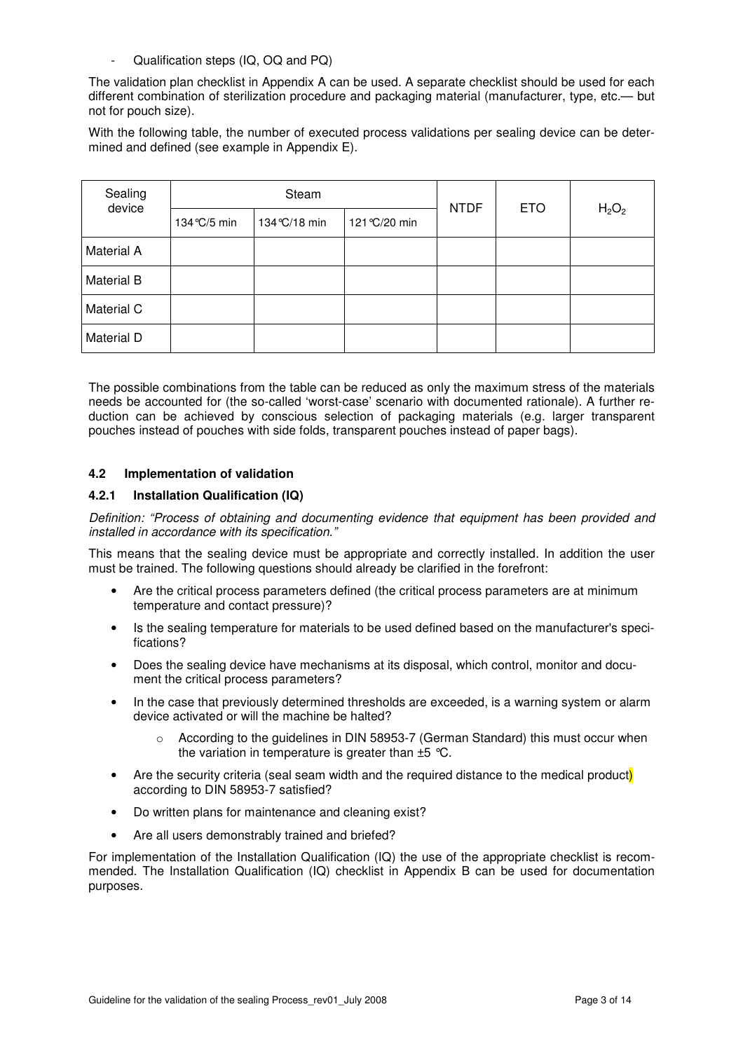- Qualification steps (IQ, OQ and PQ)

The validation plan checklist in Appendix A can be used. A separate checklist should be used for each different combination of sterilization procedure and packaging material (manufacturer, type, etc.— but not for pouch size).

With the following table, the number of executed process validations per sealing device can be determined and defined (see example in Appendix E).

| Sealing device | Steam | | | NTDF | ETO | $H_2O_2$ |
|---|---|---|---|---|---|---|
| | 134°C/5 min | 134°C/18 min | 121°C/20 min | | | |
| Material A | | | | | | |
| Material B | | | | | | |
| Material C | | | | | | |
| Material D | | | | | | |

The possible combinations from the table can be reduced as only the maximum stress of the materials needs be accounted for (the so-called 'worst-case' scenario with documented rationale). A further reduction can be achieved by conscious selection of packaging materials (e.g. larger transparent pouches instead of pouches with side folds, transparent pouches instead of paper bags).

### 4.2 Implementation of validation

#### 4.2.1 Installation Qualification (IQ)

*Definition: "Process of obtaining and documenting evidence that equipment has been provided and installed in accordance with its specification."*

This means that the sealing device must be appropriate and correctly installed. In addition the user must be trained. The following questions should already be clarified in the forefront:

- Are the critical process parameters defined (the critical process parameters are at minimum temperature and contact pressure)?
- Is the sealing temperature for materials to be used defined based on the manufacturer's specifications?
- Does the sealing device have mechanisms at its disposal, which control, monitor and document the critical process parameters?
- In the case that previously determined thresholds are exceeded, is a warning system or alarm device activated or will the machine be halted?
  - According to the guidelines in DIN 58953-7 (German Standard) this must occur when the variation in temperature is greater than ±5 °C.
- Are the security criteria (seal seam width and the required distance to the medical product) according to DIN 58953-7 satisfied?
- Do written plans for maintenance and cleaning exist?
- Are all users demonstrably trained and briefed?

For implementation of the Installation Qualification (IQ) the use of the appropriate checklist is recommended. The Installation Qualification (IQ) checklist in Appendix B can be used for documentation purposes.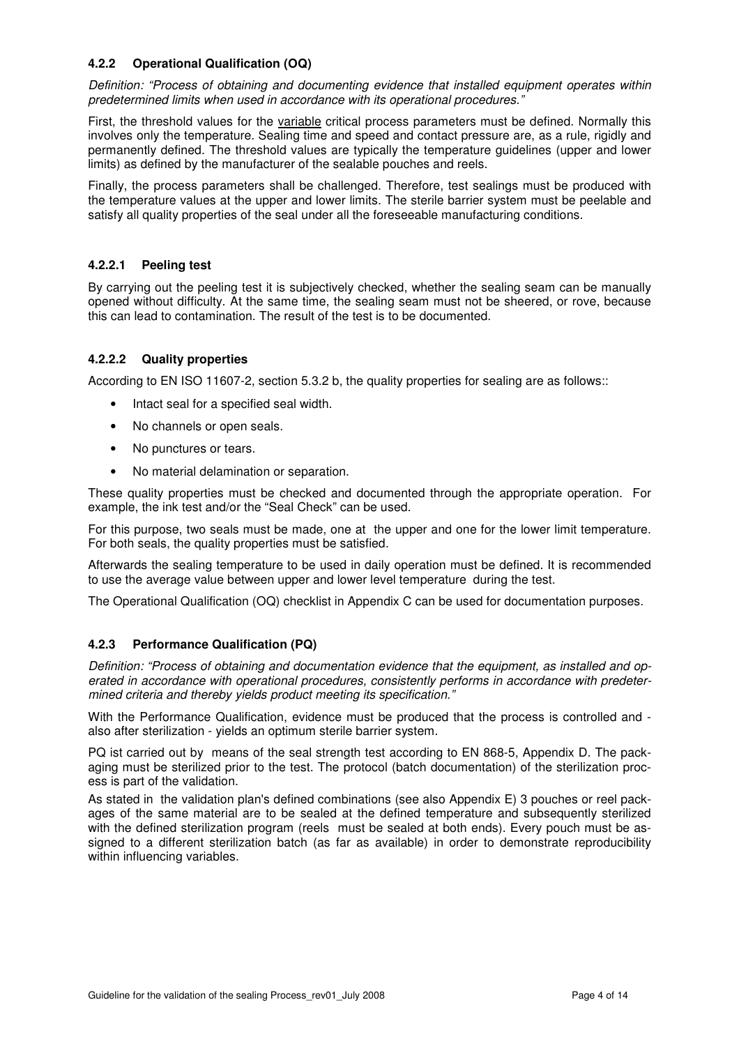### 4.2.2 Operational Qualification (OQ)

*Definition: "Process of obtaining and documenting evidence that installed equipment operates within predetermined limits when used in accordance with its operational procedures."*

First, the threshold values for the variable critical process parameters must be defined. Normally this involves only the temperature. Sealing time and speed and contact pressure are, as a rule, rigidly and permanently defined. The threshold values are typically the temperature guidelines (upper and lower limits) as defined by the manufacturer of the sealable pouches and reels.

Finally, the process parameters shall be challenged. Therefore, test sealings must be produced with the temperature values at the upper and lower limits. The sterile barrier system must be peelable and satisfy all quality properties of the seal under all the foreseeable manufacturing conditions.

#### 4.2.2.1 Peeling test

By carrying out the peeling test it is subjectively checked, whether the sealing seam can be manually opened without difficulty. At the same time, the sealing seam must not be sheered, or rove, because this can lead to contamination. The result of the test is to be documented.

#### 4.2.2.2 Quality properties

According to EN ISO 11607-2, section 5.3.2 b, the quality properties for sealing are as follows::

- Intact seal for a specified seal width.
- No channels or open seals.
- No punctures or tears.
- No material delamination or separation.

These quality properties must be checked and documented through the appropriate operation. For example, the ink test and/or the "Seal Check" can be used.

For this purpose, two seals must be made, one at the upper and one for the lower limit temperature. For both seals, the quality properties must be satisfied.

Afterwards the sealing temperature to be used in daily operation must be defined. It is recommended to use the average value between upper and lower level temperature during the test.

The Operational Qualification (OQ) checklist in Appendix C can be used for documentation purposes.

### 4.2.3 Performance Qualification (PQ)

*Definition: "Process of obtaining and documentation evidence that the equipment, as installed and operated in accordance with operational procedures, consistently performs in accordance with predetermined criteria and thereby yields product meeting its specification."*

With the Performance Qualification, evidence must be produced that the process is controlled and - also after sterilization - yields an optimum sterile barrier system.

PQ ist carried out by means of the seal strength test according to EN 868-5, Appendix D. The packaging must be sterilized prior to the test. The protocol (batch documentation) of the sterilization process is part of the validation.

As stated in the validation plan's defined combinations (see also Appendix E) 3 pouches or reel packages of the same material are to be sealed at the defined temperature and subsequently sterilized with the defined sterilization program (reels must be sealed at both ends). Every pouch must be assigned to a different sterilization batch (as far as available) in order to demonstrate reproducibility within influencing variables.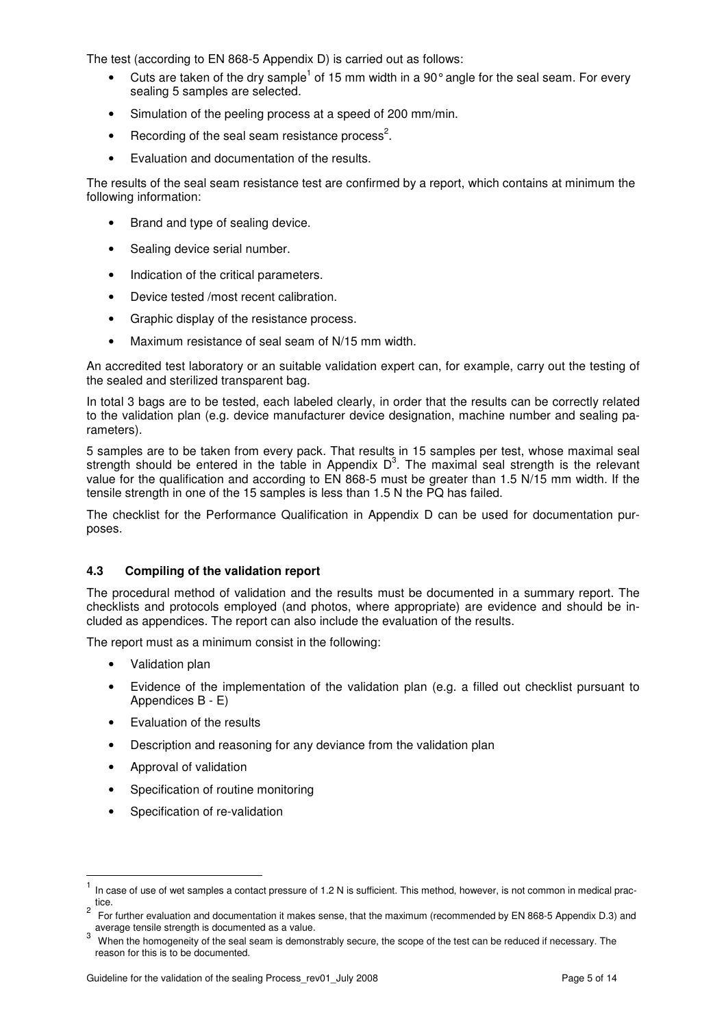The test (according to EN 868-5 Appendix D) is carried out as follows:

- Cuts are taken of the dry sample[1] of 15 mm width in a 90° angle for the seal seam. For every sealing 5 samples are selected.
- Simulation of the peeling process at a speed of 200 mm/min.
- Recording of the seal seam resistance process[2].
- Evaluation and documentation of the results.

The results of the seal seam resistance test are confirmed by a report, which contains at minimum the following information:

- Brand and type of sealing device.
- Sealing device serial number.
- Indication of the critical parameters.
- Device tested /most recent calibration.
- Graphic display of the resistance process.
- Maximum resistance of seal seam of N/15 mm width.

An accredited test laboratory or an suitable validation expert can, for example, carry out the testing of the sealed and sterilized transparent bag.

In total 3 bags are to be tested, each labeled clearly, in order that the results can be correctly related to the validation plan (e.g. device manufacturer device designation, machine number and sealing parameters).

5 samples are to be taken from every pack. That results in 15 samples per test, whose maximal seal strength should be entered in the table in Appendix D[3]. The maximal seal strength is the relevant value for the qualification and according to EN 868-5 must be greater than 1.5 N/15 mm width. If the tensile strength in one of the 15 samples is less than 1.5 N the PQ has failed.

The checklist for the Performance Qualification in Appendix D can be used for documentation purposes.

### 4.3 Compiling of the validation report

The procedural method of validation and the results must be documented in a summary report. The checklists and protocols employed (and photos, where appropriate) are evidence and should be included as appendices. The report can also include the evaluation of the results.

The report must as a minimum consist in the following:

- Validation plan
- Evidence of the implementation of the validation plan (e.g. a filled out checklist pursuant to Appendices B - E)
- Evaluation of the results
- Description and reasoning for any deviance from the validation plan
- Approval of validation
- Specification of routine monitoring
- Specification of re-validation

---

[1] In case of use of wet samples a contact pressure of 1.2 N is sufficient. This method, however, is not common in medical practice.

[2] For further evaluation and documentation it makes sense, that the maximum (recommended by EN 868-5 Appendix D.3) and average tensile strength is documented as a value.

[3] When the homogeneity of the seal seam is demonstrably secure, the scope of the test can be reduced if necessary. The reason for this is to be documented.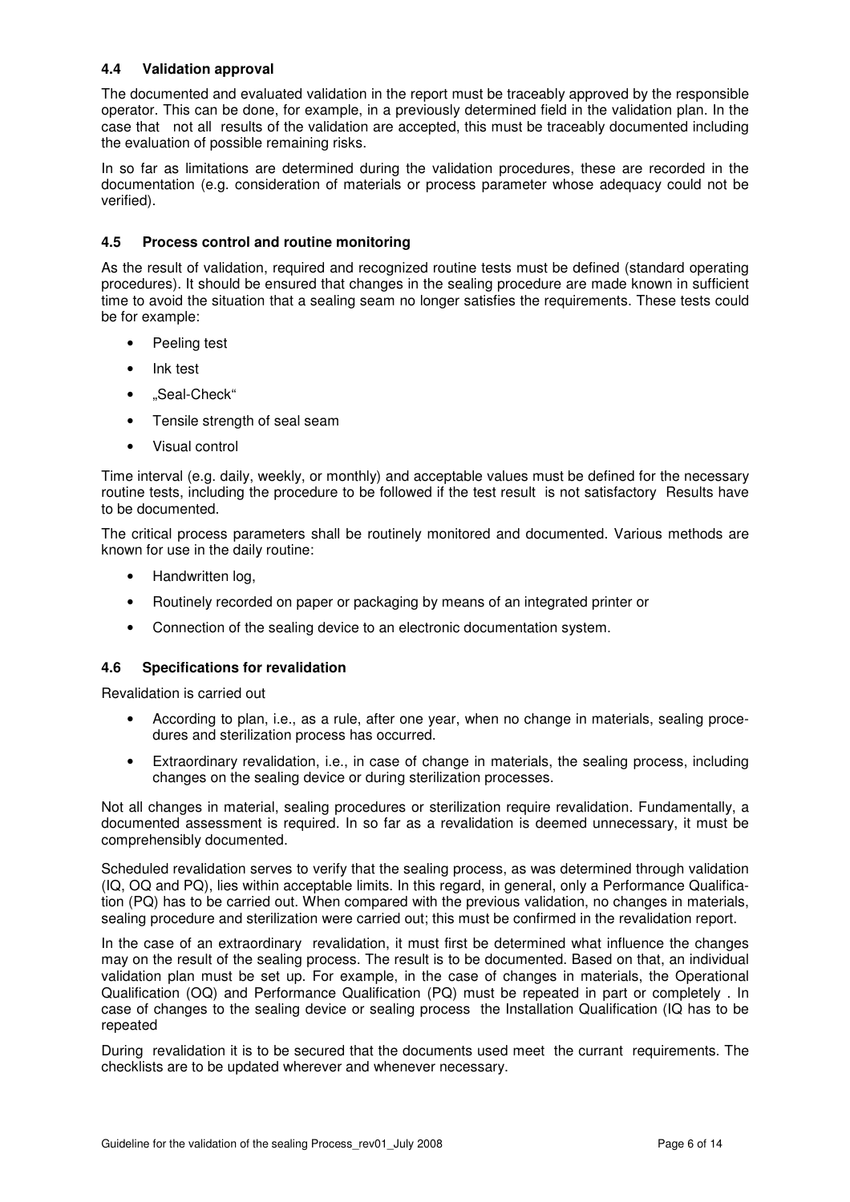### 4.4 Validation approval

The documented and evaluated validation in the report must be traceably approved by the responsible operator. This can be done, for example, in a previously determined field in the validation plan. In the case that not all results of the validation are accepted, this must be traceably documented including the evaluation of possible remaining risks.

In so far as limitations are determined during the validation procedures, these are recorded in the documentation (e.g. consideration of materials or process parameter whose adequacy could not be verified).

### 4.5 Process control and routine monitoring

As the result of validation, required and recognized routine tests must be defined (standard operating procedures). It should be ensured that changes in the sealing procedure are made known in sufficient time to avoid the situation that a sealing seam no longer satisfies the requirements. These tests could be for example:

- Peeling test
- Ink test
- „Seal-Check"
- Tensile strength of seal seam
- Visual control

Time interval (e.g. daily, weekly, or monthly) and acceptable values must be defined for the necessary routine tests, including the procedure to be followed if the test result is not satisfactory Results have to be documented.

The critical process parameters shall be routinely monitored and documented. Various methods are known for use in the daily routine:

- Handwritten log,
- Routinely recorded on paper or packaging by means of an integrated printer or
- Connection of the sealing device to an electronic documentation system.

### 4.6 Specifications for revalidation

Revalidation is carried out

- According to plan, i.e., as a rule, after one year, when no change in materials, sealing procedures and sterilization process has occurred.
- Extraordinary revalidation, i.e., in case of change in materials, the sealing process, including changes on the sealing device or during sterilization processes.

Not all changes in material, sealing procedures or sterilization require revalidation. Fundamentally, a documented assessment is required. In so far as a revalidation is deemed unnecessary, it must be comprehensibly documented.

Scheduled revalidation serves to verify that the sealing process, as was determined through validation (IQ, OQ and PQ), lies within acceptable limits. In this regard, in general, only a Performance Qualification (PQ) has to be carried out. When compared with the previous validation, no changes in materials, sealing procedure and sterilization were carried out; this must be confirmed in the revalidation report.

In the case of an extraordinary revalidation, it must first be determined what influence the changes may on the result of the sealing process. The result is to be documented. Based on that, an individual validation plan must be set up. For example, in the case of changes in materials, the Operational Qualification (OQ) and Performance Qualification (PQ) must be repeated in part or completely . In case of changes to the sealing device or sealing process the Installation Qualification (IQ has to be repeated

During revalidation it is to be secured that the documents used meet the currant requirements. The checklists are to be updated wherever and whenever necessary.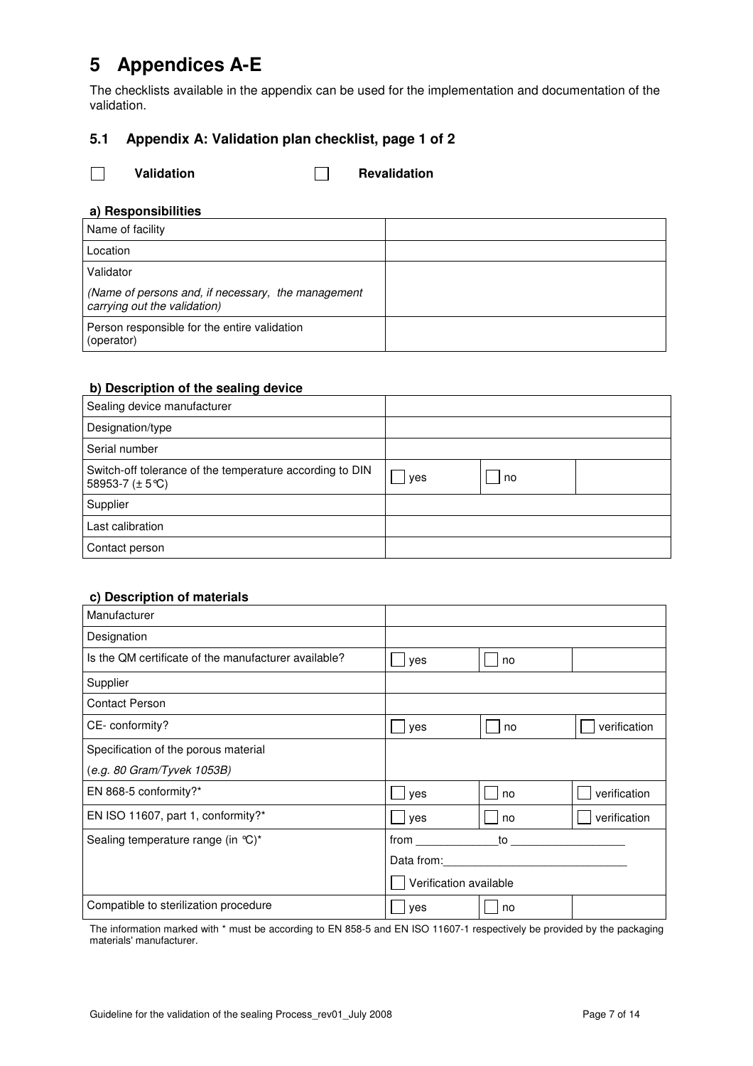# 5 Appendices A-E

The checklists available in the appendix can be used for the implementation and documentation of the validation.

## 5.1 Appendix A: Validation plan checklist, page 1 of 2

☐ **Validation** ☐ **Revalidation**

#### a) Responsibilities

| | |
|---|---|
| Name of facility | |
| Location | |
| Validator<br>*(Name of persons and, if necessary, the management carrying out the validation)* | |
| Person responsible for the entire validation (operator) | |

#### b) Description of the sealing device

| | | | |
|---|---|---|---|
| Sealing device manufacturer | | | |
| Designation/type | | | |
| Serial number | | | |
| Switch-off tolerance of the temperature according to DIN 58953-7 (± 5℃) | ☐ yes | ☐ no | |
| Supplier | | | |
| Last calibration | | | |
| Contact person | | | |

#### c) Description of materials

| | | | |
|---|---|---|---|
| Manufacturer | | | |
| Designation | | | |
| Is the QM certificate of the manufacturer available? | ☐ yes | ☐ no | |
| Supplier | | | |
| Contact Person | | | |
| CE- conformity? | ☐ yes | ☐ no | ☐ verification |
| Specification of the porous material<br>(*e.g. 80 Gram/Tyvek 1053B)* | | | |
| EN 868-5 conformity?* | ☐ yes | ☐ no | ☐ verification |
| EN ISO 11607, part 1, conformity?* | ☐ yes | ☐ no | ☐ verification |
| Sealing temperature range (in ℃)* | from ____________ to ________________<br>Data from: ___________________________<br>☐ Verification available | | |
| Compatible to sterilization procedure | ☐ yes | ☐ no | |

The information marked with * must be according to EN 858-5 and EN ISO 11607-1 respectively be provided by the packaging materials' manufacturer.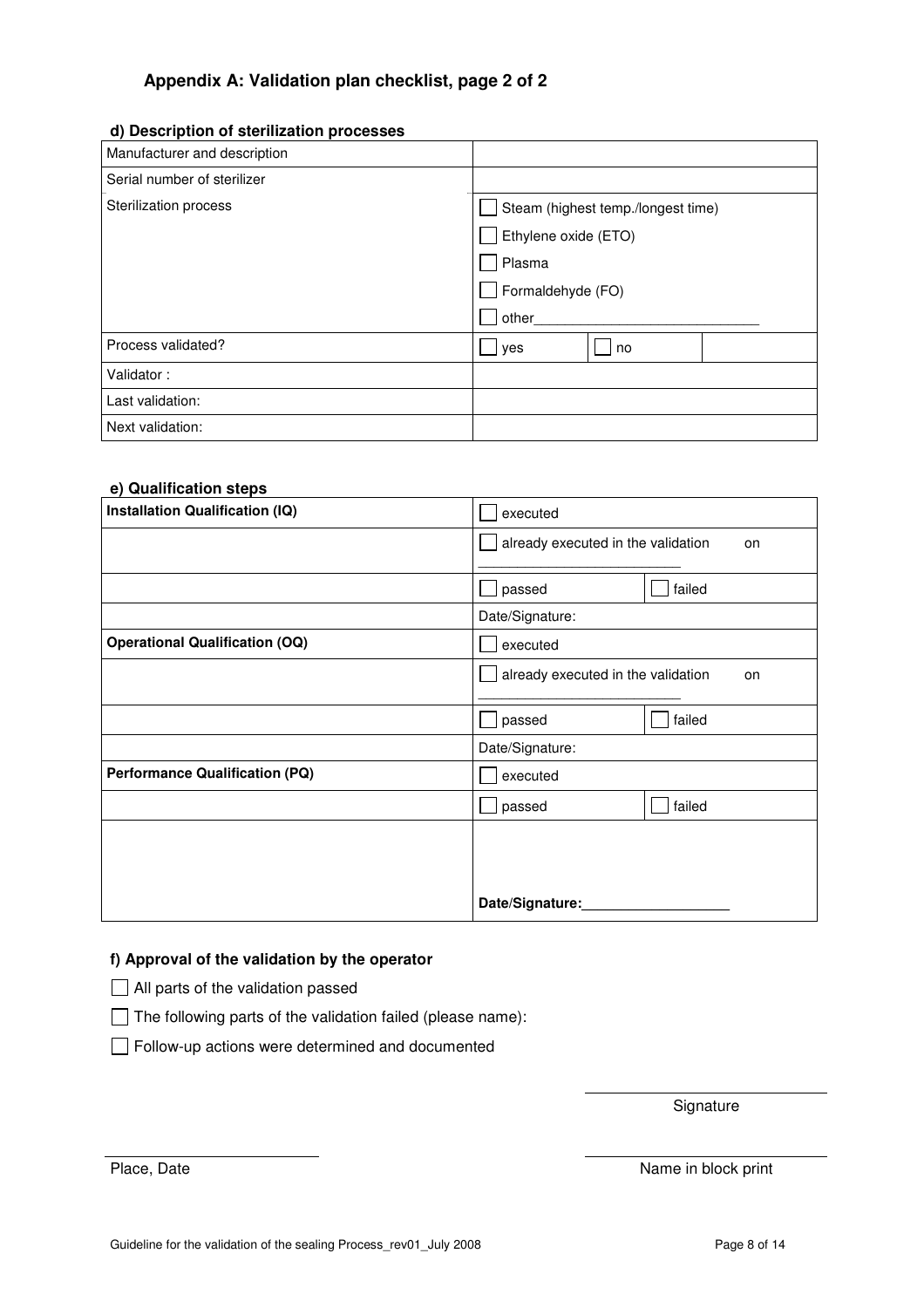### Appendix A: Validation plan checklist, page 2 of 2

**d) Description of sterilization processes**

| Manufacturer and description | | |
|---|---|---|
| Serial number of sterilizer | | |
| Sterilization process | ☐ Steam (highest temp./longest time)<br>☐ Ethylene oxide (ETO)<br>☐ Plasma<br>☐ Formaldehyde (FO)<br>☐ other____________________________ | |
| Process validated? | ☐ yes | ☐ no |
| Validator : | | |
| Last validation: | | |
| Next validation: | | |

**e) Qualification steps**

| **Installation Qualification (IQ)** | ☐ executed | |
|---|---|---|
| | ☐ already executed in the validation on ________________________ | |
| | ☐ passed | ☐ failed |
| | Date/Signature: | |
| **Operational Qualification (OQ)** | ☐ executed | |
| | ☐ already executed in the validation on ________________________ | |
| | ☐ passed | ☐ failed |
| | Date/Signature: | |
| **Performance Qualification (PQ)** | ☐ executed | |
| | ☐ passed | ☐ failed |
| | **Date/Signature:__________________** | |

**f) Approval of the validation by the operator**

☐ All parts of the validation passed

☐ The following parts of the validation failed (please name):

☐ Follow-up actions were determined and documented

____________________________
Signature

____________________________
Place, Date

____________________________
Name in block print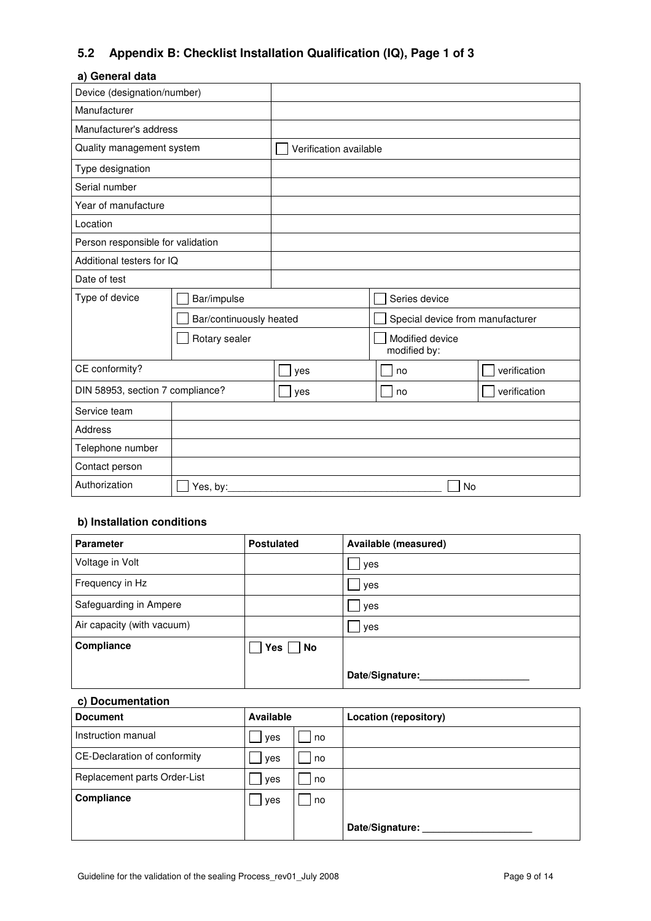## 5.2 Appendix B: Checklist Installation Qualification (IQ), Page 1 of 3

### a) General data

| Device (designation/number) | | | | |
|---|---|---|---|---|
| Manufacturer | | | | |
| Manufacturer's address | | | | |
| Quality management system | ☐ Verification available | | | |
| Type designation | | | | |
| Serial number | | | | |
| Year of manufacture | | | | |
| Location | | | | |
| Person responsible for validation | | | | |
| Additional testers for IQ | | | | |
| Date of test | | | | |
| Type of device | ☐ Bar/impulse | | ☐ Series device | |
| | ☐ Bar/continuously heated | | ☐ Special device from manufacturer | |
| | ☐ Rotary sealer | | ☐ Modified device modified by: | |
| CE conformity? | ☐ yes | ☐ no | ☐ verification | |
| DIN 58953, section 7 compliance? | ☐ yes | ☐ no | ☐ verification | |
| Service team | | | | |
| Address | | | | |
| Telephone number | | | | |
| Contact person | | | | |
| Authorization | ☐ Yes, by:______________________ | | ☐ No | |

### b) Installation conditions

| Parameter | Postulated | Available (measured) |
|---|---|---|
| Voltage in Volt | | ☐ yes |
| Frequency in Hz | | ☐ yes |
| Safeguarding in Ampere | | ☐ yes |
| Air capacity (with vacuum) | | ☐ yes |
| **Compliance** | ☐ **Yes** ☐ **No** | **Date/Signature:**__________________ |

### c) Documentation

| Document | Available | | Location (repository) |
|---|---|---|---|
| Instruction manual | ☐ yes | ☐ no | |
| CE-Declaration of conformity | ☐ yes | ☐ no | |
| Replacement parts Order-List | ☐ yes | ☐ no | |
| **Compliance** | ☐ yes | ☐ no | **Date/Signature:** __________________ |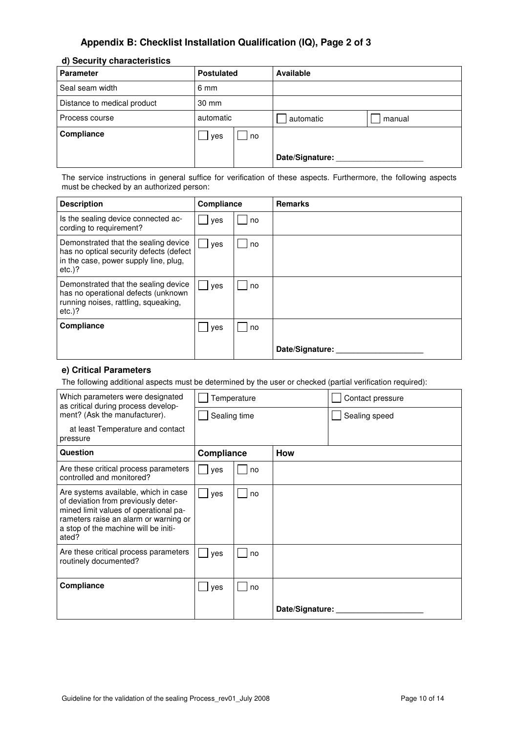## Appendix B: Checklist Installation Qualification (IQ), Page 2 of 3

### d) Security characteristics

| Parameter | Postulated | | Available | |
|---|---|---|---|---|
| Seal seam width | 6 mm | | | |
| Distance to medical product | 30 mm | | | |
| Process course | automatic | | ☐ automatic | ☐ manual |
| **Compliance** | ☐ yes | ☐ no | **Date/Signature:** ___________________ | |

The service instructions in general suffice for verification of these aspects. Furthermore, the following aspects must be checked by an authorized person:

| Description | Compliance | | Remarks |
|---|---|---|---|
| Is the sealing device connected according to requirement? | ☐ yes | ☐ no | |
| Demonstrated that the sealing device has no optical security defects (defect in the case, power supply line, plug, etc.)? | ☐ yes | ☐ no | |
| Demonstrated that the sealing device has no operational defects (unknown running noises, rattling, squeaking, etc.)? | ☐ yes | ☐ no | |
| **Compliance** | ☐ yes | ☐ no | **Date/Signature:** ___________________ |

### e) Critical Parameters

The following additional aspects must be determined by the user or checked (partial verification required):

| Which parameters were designated as critical during process development? (Ask the manufacturer).<br>at least Temperature and contact pressure | ☐ Temperature<br>☐ Sealing time | | | ☐ Contact pressure<br>☐ Sealing speed |
|---|---|---|---|---|
| **Question** | **Compliance** | | **How** | |
| Are these critical process parameters controlled and monitored? | ☐ yes | ☐ no | | |
| Are systems available, which in case of deviation from previously determined limit values of operational parameters raise an alarm or warning or a stop of the machine will be initiated? | ☐ yes | ☐ no | | |
| Are these critical process parameters routinely documented? | ☐ yes | ☐ no | | |
| **Compliance** | ☐ yes | ☐ no | **Date/Signature:** ___________________ | |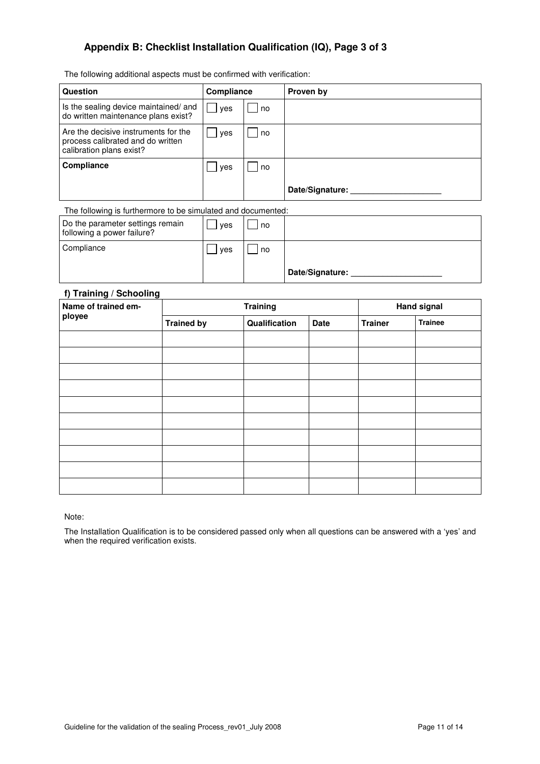### Appendix B: Checklist Installation Qualification (IQ), Page 3 of 3

The following additional aspects must be confirmed with verification:

| Question | Compliance | | Proven by |
|---|---|---|---|
| Is the sealing device maintained/ and do written maintenance plans exist? | ☐ yes | ☐ no | |
| Are the decisive instruments for the process calibrated and do written calibration plans exist? | ☐ yes | ☐ no | |
| **Compliance** | ☐ yes | ☐ no | **Date/Signature:** ____________________ |

The following is furthermore to be simulated and documented:

| | | | |
|---|---|---|---|
| Do the parameter settings remain following a power failure? | ☐ yes | ☐ no | |
| Compliance | ☐ yes | ☐ no | **Date/Signature:** ____________________ |

#### f) Training / Schooling

| Name of trained employee | Training | | | Hand signal | |
|---|---|---|---|---|---|
| | **Trained by** | **Qualification** | **Date** | **Trainer** | **Trainee** |
| | | | | | |
| | | | | | |
| | | | | | |
| | | | | | |
| | | | | | |
| | | | | | |
| | | | | | |
| | | | | | |
| | | | | | |
| | | | | | |

Note:

The Installation Qualification is to be considered passed only when all questions can be answered with a 'yes' and when the required verification exists.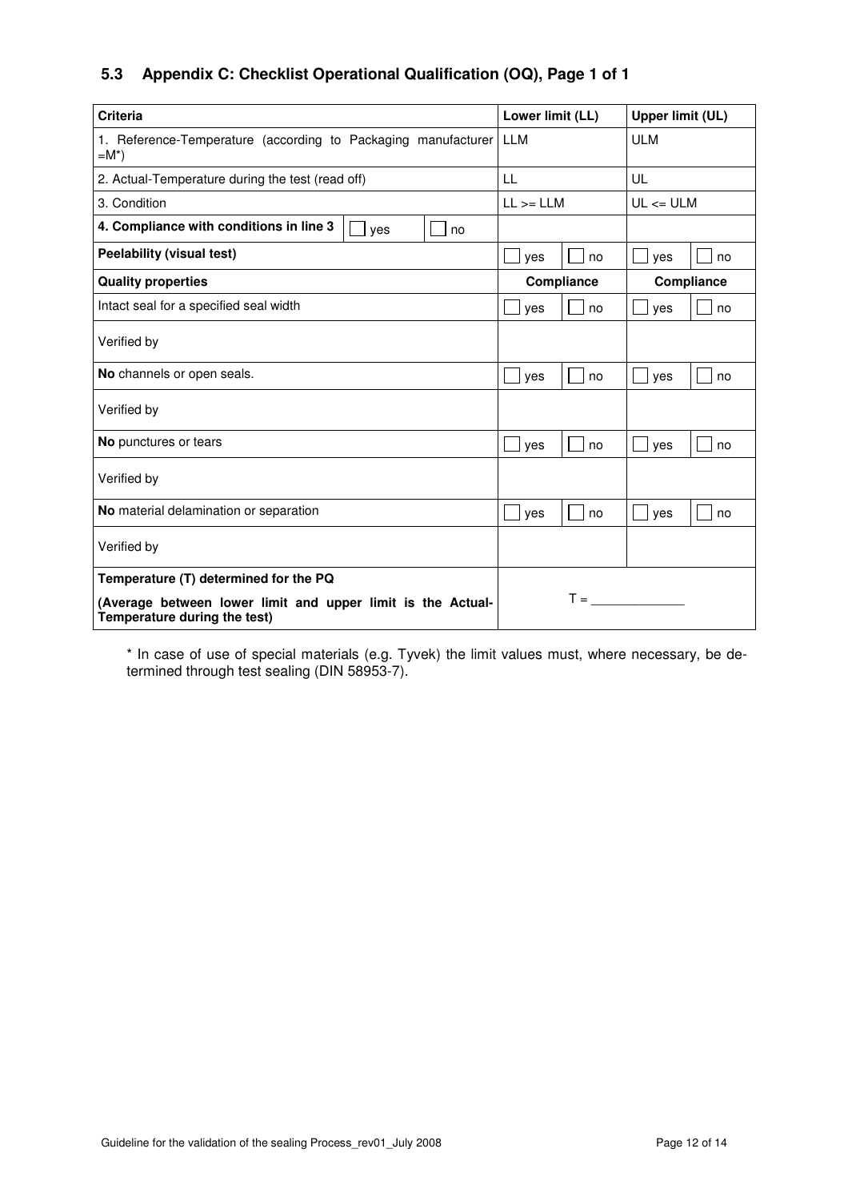## 5.3 Appendix C: Checklist Operational Qualification (OQ), Page 1 of 1

| Criteria | | | Lower limit (LL) | | Upper limit (UL) | |
|---|---|---|---|---|---|---|
| 1. Reference-Temperature (according to Packaging manufacturer =M*) | | | LLM | | ULM | |
| 2. Actual-Temperature during the test (read off) | | | LL | | UL | |
| 3. Condition | | | LL >= LLM | | UL <= ULM | |
| **4. Compliance with conditions in line 3** | ☐ yes | ☐ no | | | | |
| **Peelability (visual test)** | | | ☐ yes | ☐ no | ☐ yes | ☐ no |
| **Quality properties** | | | **Compliance** | | **Compliance** | |
| Intact seal for a specified seal width | | | ☐ yes | ☐ no | ☐ yes | ☐ no |
| Verified by | | | | | | |
| **No** channels or open seals. | | | ☐ yes | ☐ no | ☐ yes | ☐ no |
| Verified by | | | | | | |
| **No** punctures or tears | | | ☐ yes | ☐ no | ☐ yes | ☐ no |
| Verified by | | | | | | |
| **No** material delamination or separation | | | ☐ yes | ☐ no | ☐ yes | ☐ no |
| Verified by | | | | | | |
| **Temperature (T) determined for the PQ** **(Average between lower limit and upper limit is the Actual-Temperature during the test)** | | | T = ______________ | | | |

* In case of use of special materials (e.g. Tyvek) the limit values must, where necessary, be determined through test sealing (DIN 58953-7).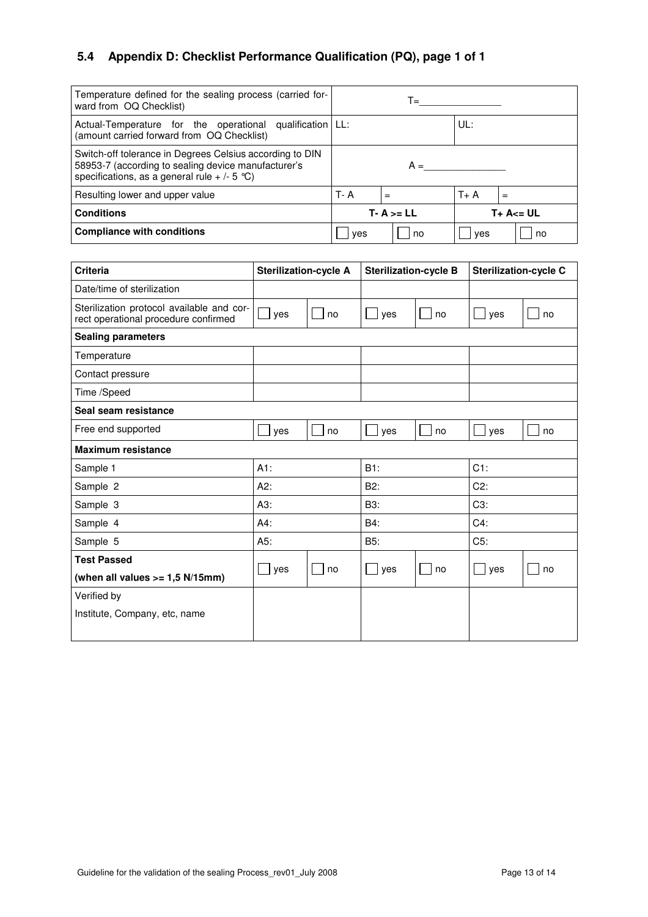## 5.4 Appendix D: Checklist Performance Qualification (PQ), page 1 of 1

| | | | | |
|---|---|---|---|---|
| Temperature defined for the sealing process (carried forward from OQ Checklist) | T=_______________ | | | |
| Actual-Temperature for the operational qualification (amount carried forward from OQ Checklist) | LL: | | UL: | |
| Switch-off tolerance in Degrees Celsius according to DIN 58953-7 (according to sealing device manufacturer's specifications, as a general rule + /- 5 °C) | A =_______________ | | | |
| Resulting lower and upper value | T- A | = | T+ A | = |
| **Conditions** | **T- A >= LL** | | **T+ A<= UL** | |
| **Compliance with conditions** | ☐ yes | ☐ no | ☐ yes | ☐ no |

| **Criteria** | **Sterilization-cycle A** | | **Sterilization-cycle B** | | **Sterilization-cycle C** | |
|---|---|---|---|---|---|---|
| Date/time of sterilization | | | | | | |
| Sterilization protocol available and correct operational procedure confirmed | ☐ yes | ☐ no | ☐ yes | ☐ no | ☐ yes | ☐ no |
| **Sealing parameters** | | | | | | |
| Temperature | | | | | | |
| Contact pressure | | | | | | |
| Time /Speed | | | | | | |
| **Seal seam resistance** | | | | | | |
| Free end supported | ☐ yes | ☐ no | ☐ yes | ☐ no | ☐ yes | ☐ no |
| **Maximum resistance** | | | | | | |
| Sample 1 | A1: | | B1: | | C1: | |
| Sample 2 | A2: | | B2: | | C2: | |
| Sample 3 | A3: | | B3: | | C3: | |
| Sample 4 | A4: | | B4: | | C4: | |
| Sample 5 | A5: | | B5: | | C5: | |
| **Test Passed** **(when all values >= 1,5 N/15mm)** | ☐ yes | ☐ no | ☐ yes | ☐ no | ☐ yes | ☐ no |
| Verified by Institute, Company, etc, name | | | | | | |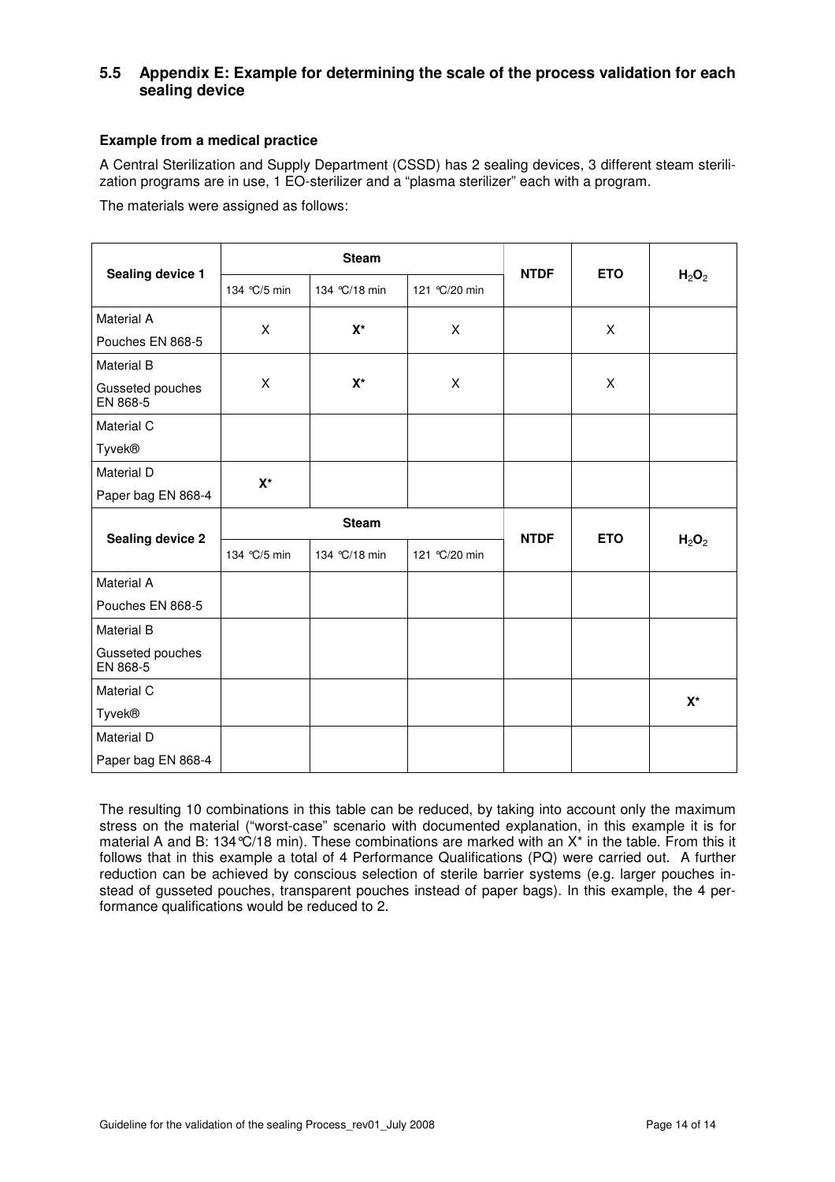## 5.5 Appendix E: Example for determining the scale of the process validation for each sealing device

**Example from a medical practice**

A Central Sterilization and Supply Department (CSSD) has 2 sealing devices, 3 different steam sterilization programs are in use, 1 EO-sterilizer and a “plasma sterilizer” each with a program.

The materials were assigned as follows:

| Sealing device 1 | Steam | | | NTDF | ETO | $H_2O_2$ |
|---|---|---|---|---|---|---|
| | 134 °C/5 min | 134 °C/18 min | 121 °C/20 min | | | |
| Material A<br>Pouches EN 868-5 | X | **X*** | X | | X | |
| Material B<br>Gusseted pouches EN 868-5 | X | **X*** | X | | X | |
| Material C<br>Tyvek® | | | | | | |
| Material D<br>Paper bag EN 868-4 | **X*** | | | | | |
| **Sealing device 2** | **Steam** | | | **NTDF** | **ETO** | **$H_2O_2$** |
| | 134 °C/5 min | 134 °C/18 min | 121 °C/20 min | | | |
| Material A<br>Pouches EN 868-5 | | | | | | |
| Material B<br>Gusseted pouches EN 868-5 | | | | | | |
| Material C<br>Tyvek® | | | | | | **X*** |
| Material D<br>Paper bag EN 868-4 | | | | | | |

The resulting 10 combinations in this table can be reduced, by taking into account only the maximum stress on the material (“worst-case” scenario with documented explanation, in this example it is for material A and B: 134°C/18 min). These combinations are marked with an X* in the table. From this it follows that in this example a total of 4 Performance Qualifications (PQ) were carried out. A further reduction can be achieved by conscious selection of sterile barrier systems (e.g. larger pouches instead of gusseted pouches, transparent pouches instead of paper bags). In this example, the 4 performance qualifications would be reduced to 2.